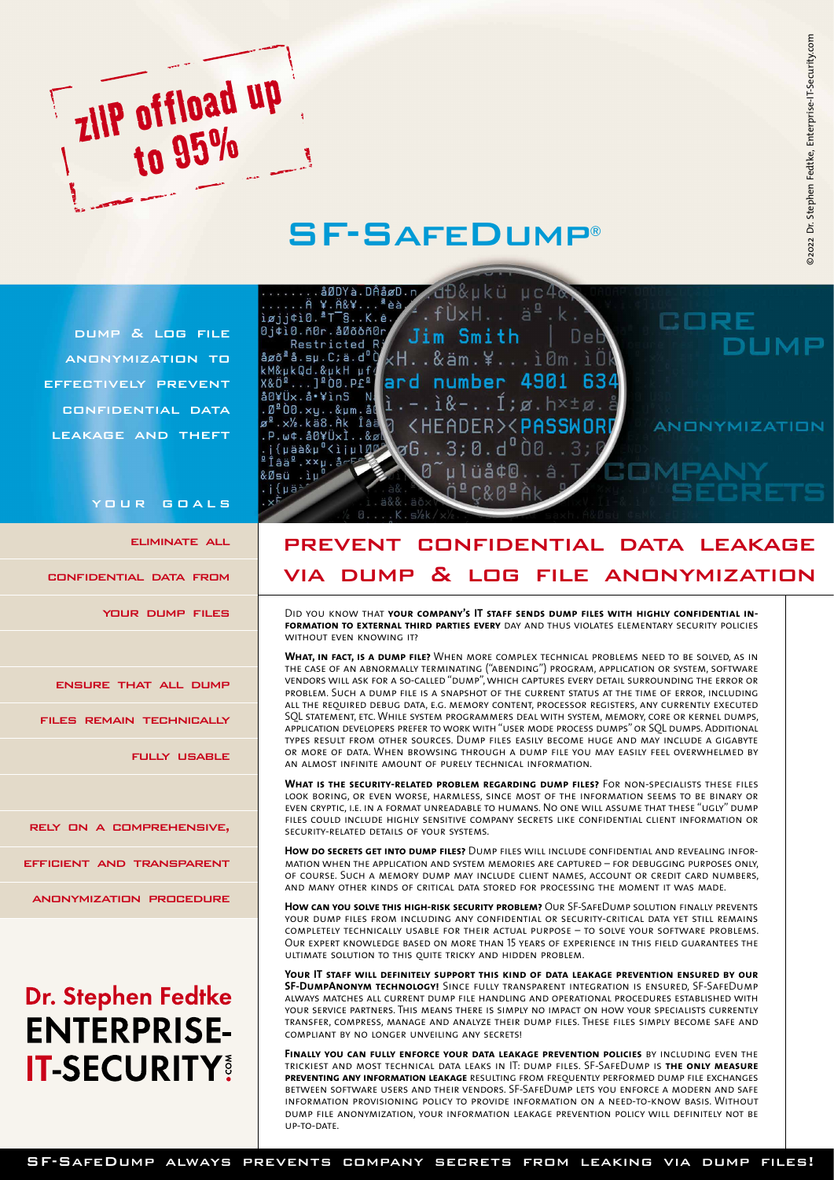zIIP offload up to 95%

# SF-SafeDump®

Dump & Log File Anonymization to Effectively Prevent Confidential Data Leakage and Theft

## Your Goals

- Eliminate all confidential data from your dump files
- Ensure that all dump files remain technically fully usable
- Rely on a comprehensive, efficient and transparent anonymization procedure

## Prevent Confidential Data Leakage via Dump & Log File Anonymization

Did you know that **your company's IT staff sends dump files with highly confidential information to external third parties every** day and thus violates elementary security policies without even knowing it?

**What, in fact, is a dump file?** When more complex technical problems need to be solved, as in the case of an abnormally terminating ("abending") program, application or system, software vendors will ask for a so-called "dump", which captures every detail surrounding the error or problem. Such a dump file is a snapshot of the current status at the time of error, including all the required debug data, e.g. memory content, processor registers, any currently executed SQL statement, etc. While system programmers deal with system, memory, core or kernel dumps, application developers prefer to work with "user mode process dumps" or SQL dumps. Additional types result from other sources. Dump files easily become huge and may include a gigabyte or more of data. When browsing through a dump file you may easily feel overwhelmed by an almost infinite amount of purely technical information.

**What is the security-related problem regarding dump files?** For non-specialists these files look boring, or even worse, harmless, since most of the information seems to be binary or even cryptic, i.e. in a format unreadable to humans. No one will assume that these "ugly" dump files could include highly sensitive company secrets like confidential client information or security-related details of your systems.

**How do secrets get into dump files?** Dump files will include confidential and revealing information when the application and system memories are captured – for debugging purposes only, of course. Such a memory dump may include client names, account or credit card numbers, and many other kinds of critical data stored for processing the moment it was made.

**How can you solve this high-risk security problem?** Our SF-SafeDump solution finally prevents your dump files from including any confidential or security-critical data yet still remains completely technically usable for their actual purpose – to solve your software problems. Our expert knowledge based on more than 15 years of experience in this field guarantees the ultimate solution to this quite tricky and hidden problem.

**Your IT staff will definitely support this kind of data leakage prevention ensured by our SF-DumpAnonym technology!** Since fully transparent integration is ensured, SF-SafeDump always matches all current dump file handling and operational procedures established with your service partners. This means there is simply no impact on how your specialists currently transfer, compress, manage and analyze their dump files. These files simply become safe and compliant by no longer unveiling any secrets!

**Finally you can fully enforce your data leakage prevention policies** by including even the trickiest and most technical data leaks in IT: dump files. SF-SafeDump is **the only measure preventing any information leakage** resulting from frequently performed dump file exchanges between software users and their vendors. SF-SafeDump lets you enforce a modern and safe information provisioning policy to provide information on a need-to-know basis. Without dump file anonymization, your information leakage prevention policy will definitely not be up-to-date.

**Dr. Stephen Fedtke**
**ENTERPRISE-IT-SECURITY.com**

©2022 Dr. Stephen Fedtke, Enterprise-IT-Security.com

SF-SafeDump always prevents company secrets from leaking via dump files!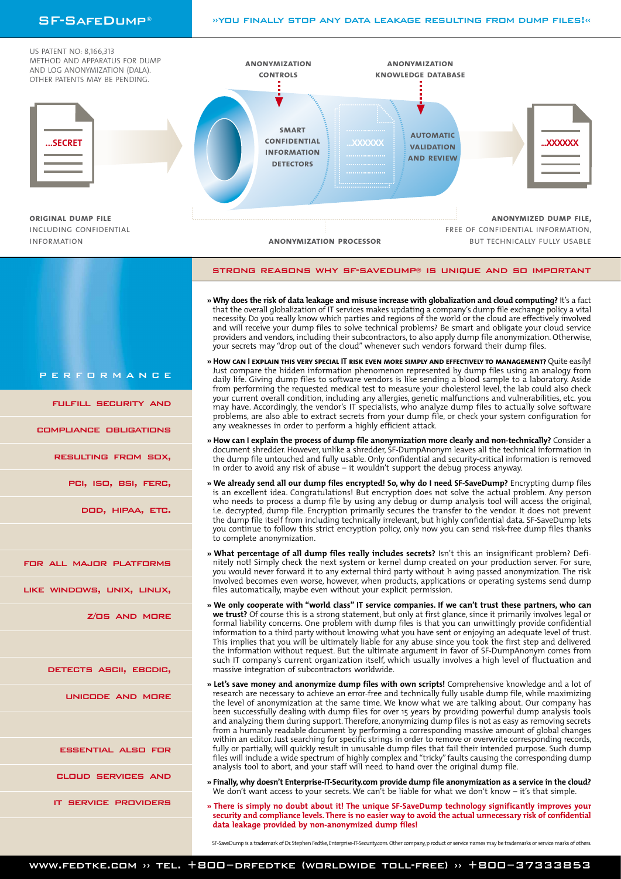# SF-SafeDump®

»You finally stop any data leakage resulting from dump files!«

US PATENT NO: 8,166,313
METHOD AND APPARATUS FOR DUMP AND LOG ANONYMIZATION (DALA).
OTHER PATENTS MAY BE PENDING.

...SECRET

ANONYMIZATION CONTROLS

SMART CONFIDENTIAL INFORMATION DETECTORS

...XXXXXX

ANONYMIZATION KNOWLEDGE DATABASE

AUTOMATIC VALIDATION AND REVIEW

...XXXXXX

**ORIGINAL DUMP FILE**
INCLUDING CONFIDENTIAL INFORMATION

**ANONYMIZATION PROCESSOR**

**ANONYMIZED DUMP FILE,**
FREE OF CONFIDENTIAL INFORMATION, BUT TECHNICALLY FULLY USABLE

## Performance

FULFILL SECURITY AND COMPLIANCE OBLIGATIONS RESULTING FROM SOX, PCI, ISO, BSI, FERC, DOD, HIPAA, ETC.

FOR ALL MAJOR PLATFORMS LIKE WINDOWS, UNIX, LINUX, Z/OS AND MORE

DETECTS ASCII, EBCDIC, UNICODE AND MORE

ESSENTIAL ALSO FOR CLOUD SERVICES AND IT SERVICE PROVIDERS

## Strong reasons why SF-SaveDump® is unique and so important

**» Why does the risk of data leakage and misuse increase with globalization and cloud computing?** It's a fact that the overall globalization of IT services makes updating a company's dump file exchange policy a vital necessity. Do you really know which parties and regions of the world or the cloud are effectively involved and will receive your dump files to solve technical problems? Be smart and obligate your cloud service providers and vendors, including their subcontractors, to also apply dump file anonymization. Otherwise, your secrets may "drop out of the cloud" whenever such vendors forward their dump files.

**» How can I explain this very special IT risk even more simply and effectively to management?** Quite easily! Just compare the hidden information phenomenon represented by dump files using an analogy from daily life. Giving dump files to software vendors is like sending a blood sample to a laboratory. Aside from performing the requested medical test to measure your cholesterol level, the lab could also check your current overall condition, including any allergies, genetic malfunctions and vulnerabilities, etc. you may have. Accordingly, the vendor's IT specialists, who analyze dump files to actually solve software problems, are also able to extract secrets from your dump file, or check your system configuration for any weaknesses in order to perform a highly efficient attack.

**» How can I explain the process of dump file anonymization more clearly and non-technically?** Consider a document shredder. However, unlike a shredder, SF-DumpAnonym leaves all the technical information in the dump file untouched and fully usable. Only confidential and security-critical information is removed in order to avoid any risk of abuse – it wouldn't support the debug process anyway.

**» We already send all our dump files encrypted! So, why do I need SF-SaveDump?** Encrypting dump files is an excellent idea. Congratulations! But encryption does not solve the actual problem. Any person who needs to process a dump file by using any debug or dump analysis tool will access the original, i.e. decrypted, dump file. Encryption primarily secures the transfer to the vendor. It does not prevent the dump file itself from including technically irrelevant, but highly confidential data. SF-SaveDump lets you continue to follow this strict encryption policy, only now you can send risk-free dump files thanks to complete anonymization.

**» What percentage of all dump files really includes secrets?** Isn't this an insignificant problem? Definitely not! Simply check the next system or kernel dump created on your production server. For sure, you would never forward it to any external third party without h aving passed anonymization. The risk involved becomes even worse, however, when products, applications or operating systems send dump files automatically, maybe even without your explicit permission.

**» We only cooperate with "world class" IT service companies. If we can't trust these partners, who can we trust?** Of course this is a strong statement, but only at first glance, since it primarily involves legal or formal liability concerns. One problem with dump files is that you can unwittingly provide confidential information to a third party without knowing what you have sent or enjoying an adequate level of trust. This implies that you will be ultimately liable for any abuse since you took the first step and delivered the information without request. But the ultimate argument in favor of SF-DumpAnonym comes from such IT company's current organization itself, which usually involves a high level of fluctuation and massive integration of subcontractors worldwide.

**» Let's save money and anonymize dump files with own scripts!** Comprehensive knowledge and a lot of research are necessary to achieve an error-free and technically fully usable dump file, while maximizing the level of anonymization at the same time. We know what we are talking about. Our company has been successfully dealing with dump files for over 15 years by providing powerful dump analysis tools and analyzing them during support. Therefore, anonymizing dump files is not as easy as removing secrets from a humanly readable document by performing a corresponding massive amount of global changes within an editor. Just searching for specific strings in order to remove or overwrite corresponding records, fully or partially, will quickly result in unusable dump files that fail their intended purpose. Such dump files will include a wide spectrum of highly complex and "tricky" faults causing the corresponding dump analysis tool to abort, and your staff will need to hand over the original dump file.

**» Finally, why doesn't Enterprise-IT-Security.com provide dump file anonymization as a service in the cloud?** We don't want access to your secrets. We can't be liable for what we don't know – it's that simple.

**» There is simply no doubt about it! The unique SF-SaveDump technology significantly improves your security and compliance levels. There is no easier way to avoid the actual unnecessary risk of confidential data leakage provided by non-anonymized dump files!**

SF-SaveDump is a trademark of Dr. Stephen Fedtke, Enterprise-IT-Security.com. Other company, p roduct or service names may be trademarks or service marks of others.

www.fedtke.com ›› Tel. +800–DrFedtke (worldwide toll-free) ›› +800–37333853